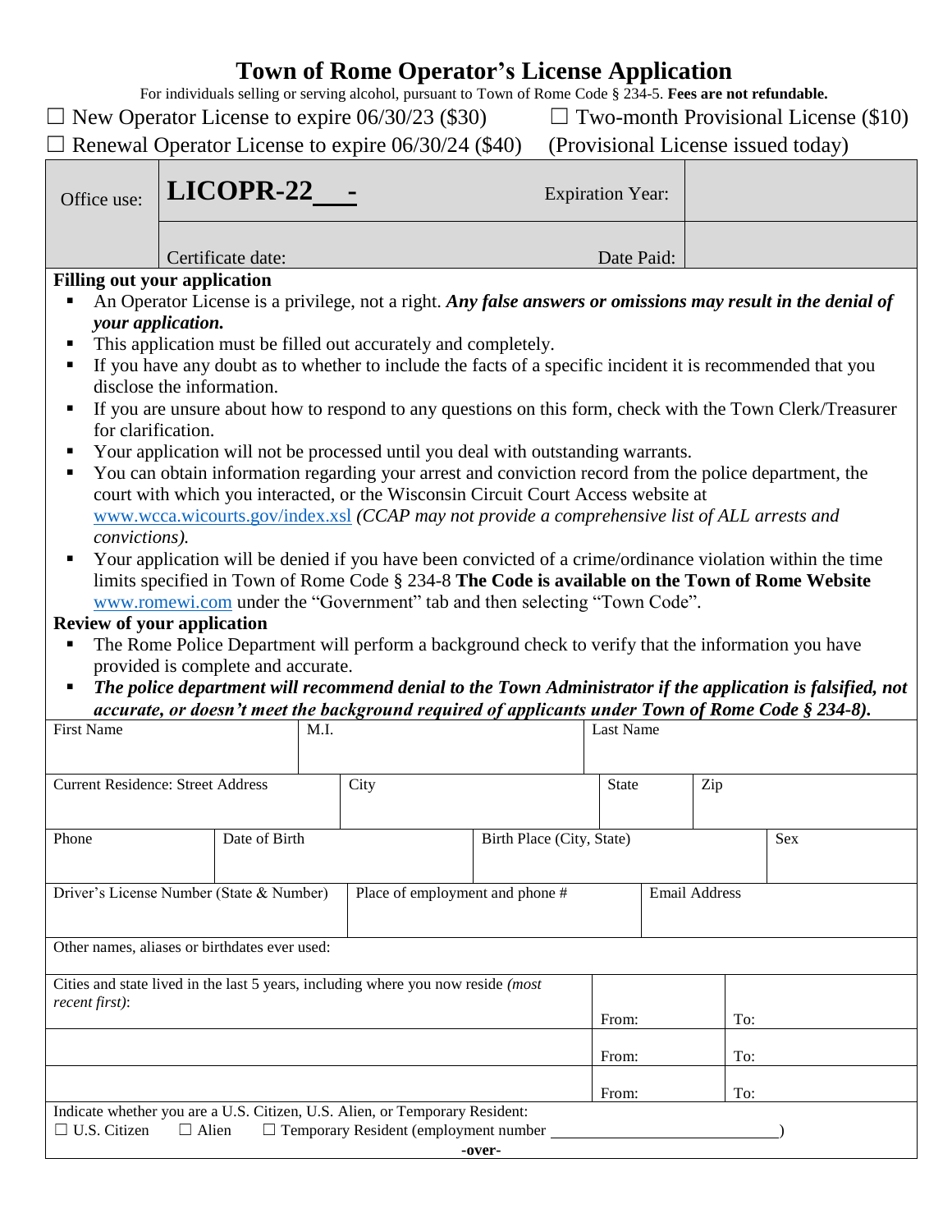# Town of Rome Operator's License Application

For individuals selling or serving alcohol, pursuant to Town of Rome Code § 234-5. **Fees are not refundable.**

☐ New Operator License to expire 06/30/23 ($30) ☐ Two-month Provisional License ($10)

☐ Renewal Operator License to expire 06/30/24 ($40) (Provisional License issued today)

| Office use: | **LICOPR-22\_\_\_-** | Expiration Year: | |
|---|---|---|---|
| | Certificate date: | Date Paid: | |

**Filling out your application**

- An Operator License is a privilege, not a right. ***Any false answers or omissions may result in the denial of your application.***
- This application must be filled out accurately and completely.
- If you have any doubt as to whether to include the facts of a specific incident it is recommended that you disclose the information.
- If you are unsure about how to respond to any questions on this form, check with the Town Clerk/Treasurer for clarification.
- Your application will not be processed until you deal with outstanding warrants.
- You can obtain information regarding your arrest and conviction record from the police department, the court with which you interacted, or the Wisconsin Circuit Court Access website at www.wcca.wicourts.gov/index.xsl *(CCAP may not provide a comprehensive list of ALL arrests and convictions).*
- Your application will be denied if you have been convicted of a crime/ordinance violation within the time limits specified in Town of Rome Code § 234-8 **The Code is available on the Town of Rome Website** www.romewi.com under the "Government" tab and then selecting "Town Code".

**Review of your application**

- The Rome Police Department will perform a background check to verify that the information you have provided is complete and accurate.
- ***The police department will recommend denial to the Town Administrator if the application is falsified, not accurate, or doesn't meet the background required of applicants under Town of Rome Code § 234-8).***

| First Name | M.I. | Last Name |
|---|---|---|
| | | |

| Current Residence: Street Address | City | State | Zip |
|---|---|---|---|
| | | | |

| Phone | Date of Birth | Birth Place (City, State) | Sex |
|---|---|---|---|
| | | | |

| Driver's License Number (State & Number) | Place of employment and phone # | Email Address |
|---|---|---|
| | | |

Other names, aliases or birthdates ever used:

| Cities and state lived in the last 5 years, including where you now reside *(most recent first)*: | From: | To: |
|---|---|---|
| | From: | To: |
| | From: | To: |

Indicate whether you are a U.S. Citizen, U.S. Alien, or Temporary Resident:

☐ U.S. Citizen ☐ Alien ☐ Temporary Resident (employment number \_\_\_\_\_\_\_\_\_\_\_\_\_\_\_\_\_\_\_\_\_\_\_\_\_\_\_\_)

**-over-**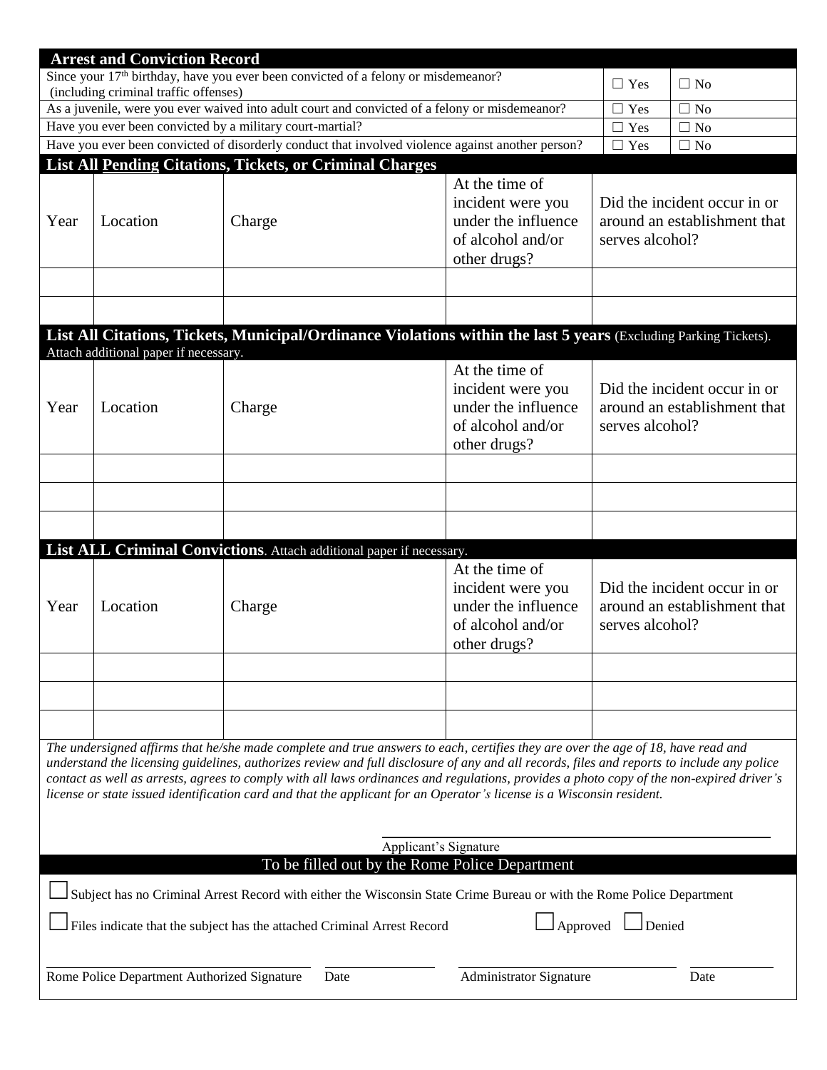## Arrest and Conviction Record

| | | |
|---|---|---|
| Since your 17th birthday, have you ever been convicted of a felony or misdemeanor? (including criminal traffic offenses) | ☐ Yes | ☐ No |
| As a juvenile, were you ever waived into adult court and convicted of a felony or misdemeanor? | ☐ Yes | ☐ No |
| Have you ever been convicted by a military court-martial? | ☐ Yes | ☐ No |
| Have you ever been convicted of disorderly conduct that involved violence against another person? | ☐ Yes | ☐ No |

## List All Pending Citations, Tickets, or Criminal Charges

| Year | Location | Charge | At the time of incident were you under the influence of alcohol and/or other drugs? | Did the incident occur in or around an establishment that serves alcohol? |
|---|---|---|---|---|
| | | | | |
| | | | | |

## List All Citations, Tickets, Municipal/Ordinance Violations within the last 5 years (Excluding Parking Tickets).

Attach additional paper if necessary.

| Year | Location | Charge | At the time of incident were you under the influence of alcohol and/or other drugs? | Did the incident occur in or around an establishment that serves alcohol? |
|---|---|---|---|---|
| | | | | |
| | | | | |
| | | | | |

## List ALL Criminal Convictions. Attach additional paper if necessary.

| Year | Location | Charge | At the time of incident were you under the influence of alcohol and/or other drugs? | Did the incident occur in or around an establishment that serves alcohol? |
|---|---|---|---|---|
| | | | | |
| | | | | |
| | | | | |

*The undersigned affirms that he/she made complete and true answers to each, certifies they are over the age of 18, have read and understand the licensing guidelines, authorizes review and full disclosure of any and all records, files and reports to include any police contact as well as arrests, agrees to comply with all laws ordinances and regulations, provides a photo copy of the non-expired driver's license or state issued identification card and that the applicant for an Operator's license is a Wisconsin resident.*

_______________________________
Applicant's Signature

## To be filled out by the Rome Police Department

☐ Subject has no Criminal Arrest Record with either the Wisconsin State Crime Bureau or with the Rome Police Department

☐ Files indicate that the subject has the attached Criminal Arrest Record ☐ Approved ☐ Denied

_______________________________ _______________ _______________________________ _______________
Rome Police Department Authorized Signature Date Administrator Signature Date